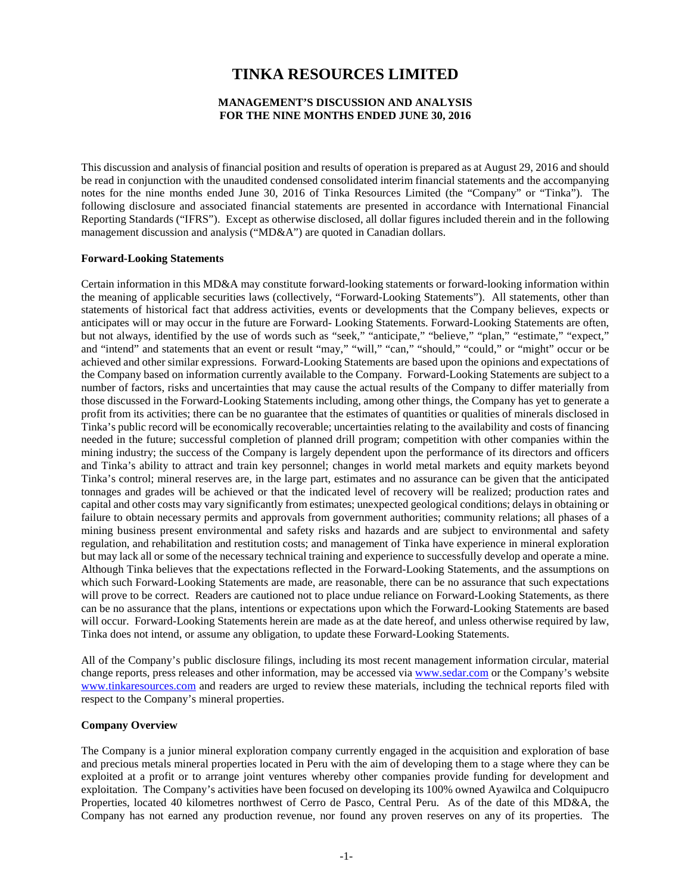# TINKA RESOURCES LIMITED

## MANAGEMENT'S DISCUSSION AND ANALYSIS
## FOR THE NINE MONTHS ENDED JUNE 30, 2016

This discussion and analysis of financial position and results of operation is prepared as at August 29, 2016 and should be read in conjunction with the unaudited condensed consolidated interim financial statements and the accompanying notes for the nine months ended June 30, 2016 of Tinka Resources Limited (the "Company" or "Tinka"). The following disclosure and associated financial statements are presented in accordance with International Financial Reporting Standards ("IFRS"). Except as otherwise disclosed, all dollar figures included therein and in the following management discussion and analysis ("MD&A") are quoted in Canadian dollars.

**Forward-Looking Statements**

Certain information in this MD&A may constitute forward-looking statements or forward-looking information within the meaning of applicable securities laws (collectively, "Forward-Looking Statements"). All statements, other than statements of historical fact that address activities, events or developments that the Company believes, expects or anticipates will or may occur in the future are Forward- Looking Statements. Forward-Looking Statements are often, but not always, identified by the use of words such as "seek," "anticipate," "believe," "plan," "estimate," "expect," and "intend" and statements that an event or result "may," "will," "can," "should," "could," or "might" occur or be achieved and other similar expressions. Forward-Looking Statements are based upon the opinions and expectations of the Company based on information currently available to the Company. Forward-Looking Statements are subject to a number of factors, risks and uncertainties that may cause the actual results of the Company to differ materially from those discussed in the Forward-Looking Statements including, among other things, the Company has yet to generate a profit from its activities; there can be no guarantee that the estimates of quantities or qualities of minerals disclosed in Tinka's public record will be economically recoverable; uncertainties relating to the availability and costs of financing needed in the future; successful completion of planned drill program; competition with other companies within the mining industry; the success of the Company is largely dependent upon the performance of its directors and officers and Tinka's ability to attract and train key personnel; changes in world metal markets and equity markets beyond Tinka's control; mineral reserves are, in the large part, estimates and no assurance can be given that the anticipated tonnages and grades will be achieved or that the indicated level of recovery will be realized; production rates and capital and other costs may vary significantly from estimates; unexpected geological conditions; delays in obtaining or failure to obtain necessary permits and approvals from government authorities; community relations; all phases of a mining business present environmental and safety risks and hazards and are subject to environmental and safety regulation, and rehabilitation and restitution costs; and management of Tinka have experience in mineral exploration but may lack all or some of the necessary technical training and experience to successfully develop and operate a mine. Although Tinka believes that the expectations reflected in the Forward-Looking Statements, and the assumptions on which such Forward-Looking Statements are made, are reasonable, there can be no assurance that such expectations will prove to be correct. Readers are cautioned not to place undue reliance on Forward-Looking Statements, as there can be no assurance that the plans, intentions or expectations upon which the Forward-Looking Statements are based will occur. Forward-Looking Statements herein are made as at the date hereof, and unless otherwise required by law, Tinka does not intend, or assume any obligation, to update these Forward-Looking Statements.

All of the Company's public disclosure filings, including its most recent management information circular, material change reports, press releases and other information, may be accessed via www.sedar.com or the Company's website www.tinkaresources.com and readers are urged to review these materials, including the technical reports filed with respect to the Company's mineral properties.

**Company Overview**

The Company is a junior mineral exploration company currently engaged in the acquisition and exploration of base and precious metals mineral properties located in Peru with the aim of developing them to a stage where they can be exploited at a profit or to arrange joint ventures whereby other companies provide funding for development and exploitation. The Company's activities have been focused on developing its 100% owned Ayawilca and Colquipucro Properties, located 40 kilometres northwest of Cerro de Pasco, Central Peru. As of the date of this MD&A, the Company has not earned any production revenue, nor found any proven reserves on any of its properties. The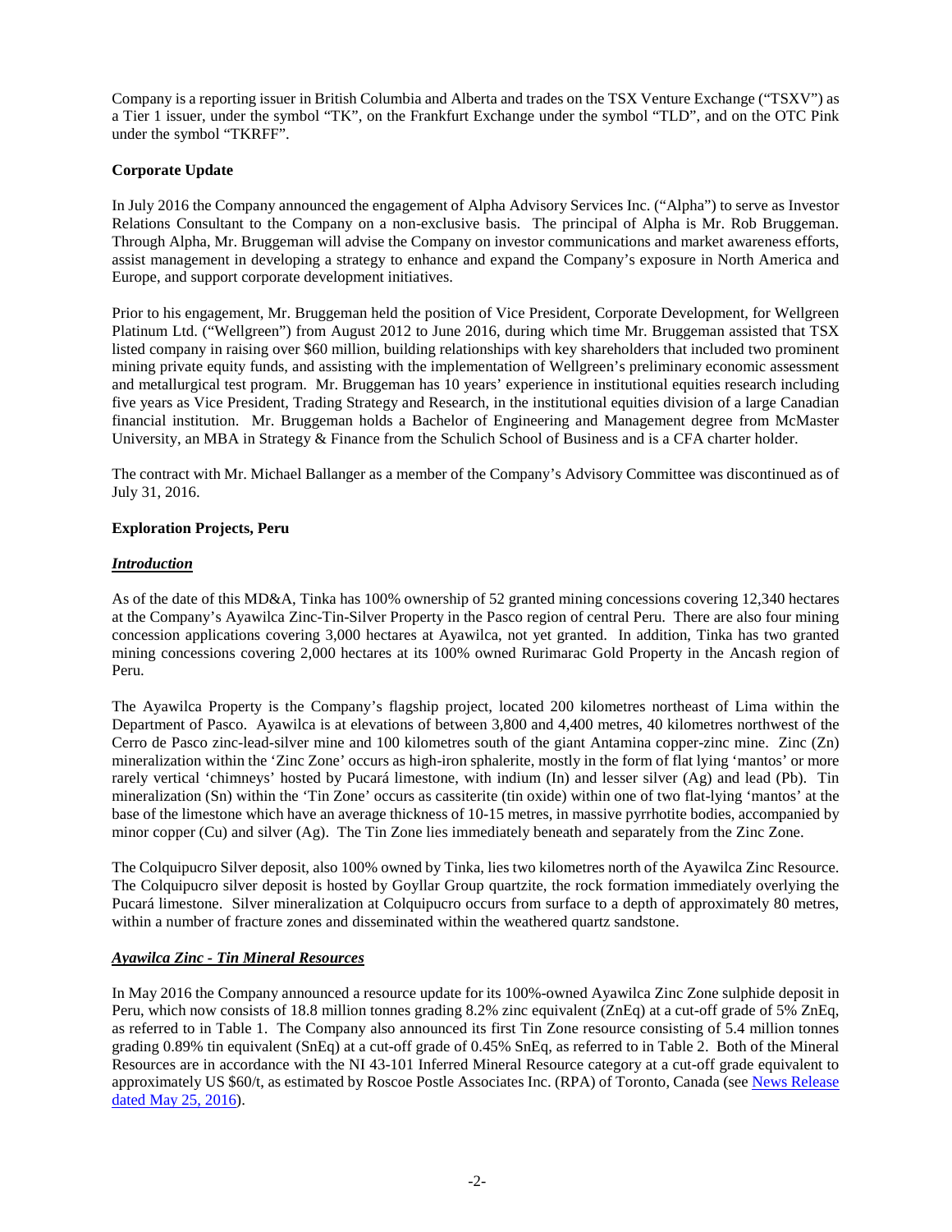Company is a reporting issuer in British Columbia and Alberta and trades on the TSX Venture Exchange ("TSXV") as a Tier 1 issuer, under the symbol "TK", on the Frankfurt Exchange under the symbol "TLD", and on the OTC Pink under the symbol "TKRFF".

**Corporate Update**

In July 2016 the Company announced the engagement of Alpha Advisory Services Inc. ("Alpha") to serve as Investor Relations Consultant to the Company on a non-exclusive basis. The principal of Alpha is Mr. Rob Bruggeman. Through Alpha, Mr. Bruggeman will advise the Company on investor communications and market awareness efforts, assist management in developing a strategy to enhance and expand the Company's exposure in North America and Europe, and support corporate development initiatives.

Prior to his engagement, Mr. Bruggeman held the position of Vice President, Corporate Development, for Wellgreen Platinum Ltd. ("Wellgreen") from August 2012 to June 2016, during which time Mr. Bruggeman assisted that TSX listed company in raising over $60 million, building relationships with key shareholders that included two prominent mining private equity funds, and assisting with the implementation of Wellgreen's preliminary economic assessment and metallurgical test program. Mr. Bruggeman has 10 years' experience in institutional equities research including five years as Vice President, Trading Strategy and Research, in the institutional equities division of a large Canadian financial institution. Mr. Bruggeman holds a Bachelor of Engineering and Management degree from McMaster University, an MBA in Strategy & Finance from the Schulich School of Business and is a CFA charter holder.

The contract with Mr. Michael Ballanger as a member of the Company's Advisory Committee was discontinued as of July 31, 2016.

**Exploration Projects, Peru**

***Introduction***

As of the date of this MD&A, Tinka has 100% ownership of 52 granted mining concessions covering 12,340 hectares at the Company's Ayawilca Zinc-Tin-Silver Property in the Pasco region of central Peru. There are also four mining concession applications covering 3,000 hectares at Ayawilca, not yet granted. In addition, Tinka has two granted mining concessions covering 2,000 hectares at its 100% owned Rurimarac Gold Property in the Ancash region of Peru.

The Ayawilca Property is the Company's flagship project, located 200 kilometres northeast of Lima within the Department of Pasco. Ayawilca is at elevations of between 3,800 and 4,400 metres, 40 kilometres northwest of the Cerro de Pasco zinc-lead-silver mine and 100 kilometres south of the giant Antamina copper-zinc mine. Zinc (Zn) mineralization within the 'Zinc Zone' occurs as high-iron sphalerite, mostly in the form of flat lying 'mantos' or more rarely vertical 'chimneys' hosted by Pucará limestone, with indium (In) and lesser silver (Ag) and lead (Pb). Tin mineralization (Sn) within the 'Tin Zone' occurs as cassiterite (tin oxide) within one of two flat-lying 'mantos' at the base of the limestone which have an average thickness of 10-15 metres, in massive pyrrhotite bodies, accompanied by minor copper (Cu) and silver (Ag). The Tin Zone lies immediately beneath and separately from the Zinc Zone.

The Colquipucro Silver deposit, also 100% owned by Tinka, lies two kilometres north of the Ayawilca Zinc Resource. The Colquipucro silver deposit is hosted by Goyllar Group quartzite, the rock formation immediately overlying the Pucará limestone. Silver mineralization at Colquipucro occurs from surface to a depth of approximately 80 metres, within a number of fracture zones and disseminated within the weathered quartz sandstone.

***Ayawilca Zinc - Tin Mineral Resources***

In May 2016 the Company announced a resource update for its 100%-owned Ayawilca Zinc Zone sulphide deposit in Peru, which now consists of 18.8 million tonnes grading 8.2% zinc equivalent (ZnEq) at a cut-off grade of 5% ZnEq, as referred to in Table 1. The Company also announced its first Tin Zone resource consisting of 5.4 million tonnes grading 0.89% tin equivalent (SnEq) at a cut-off grade of 0.45% SnEq, as referred to in Table 2. Both of the Mineral Resources are in accordance with the NI 43-101 Inferred Mineral Resource category at a cut-off grade equivalent to approximately US $60/t, as estimated by Roscoe Postle Associates Inc. (RPA) of Toronto, Canada (see News Release dated May 25, 2016).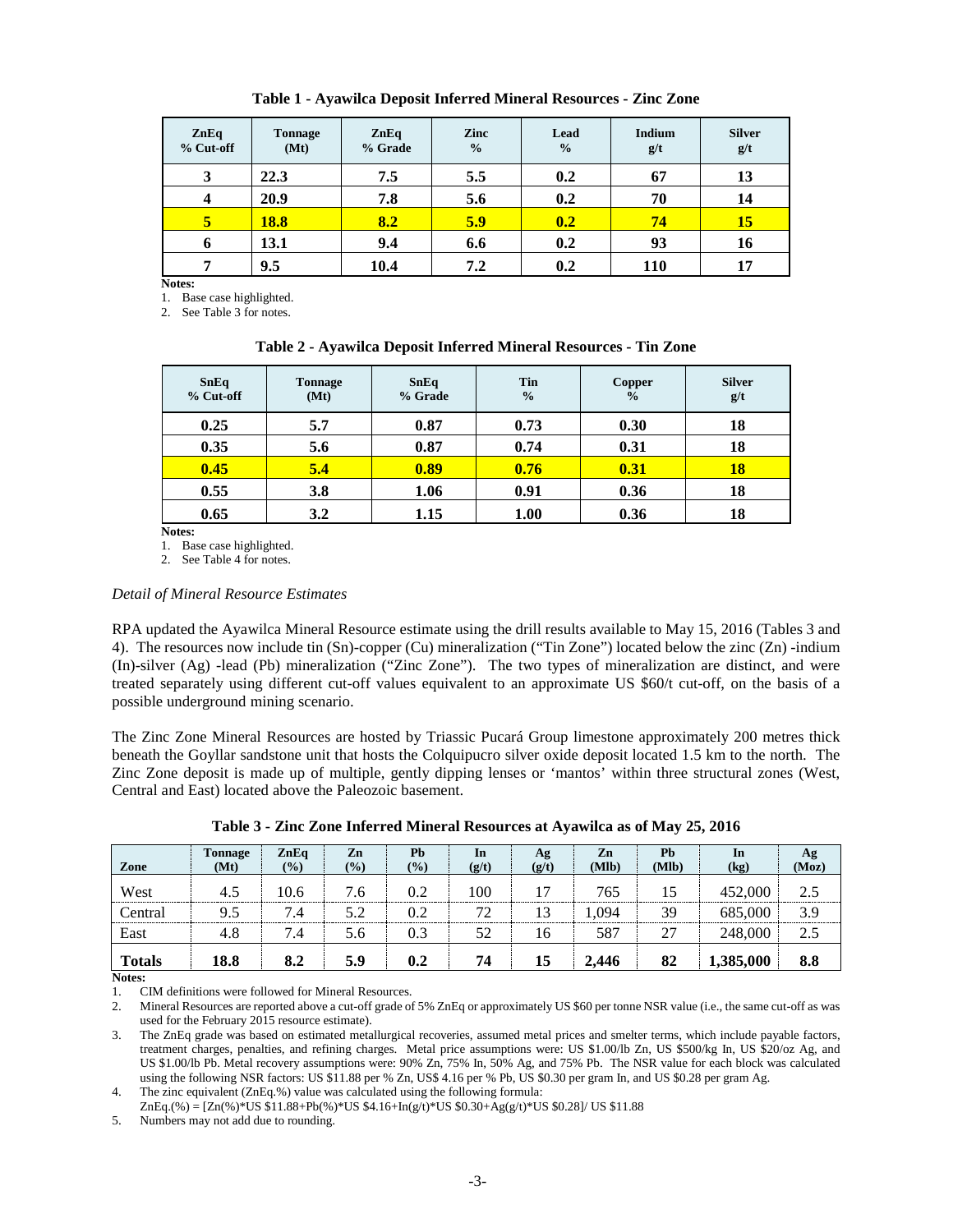**Table 1 - Ayawilca Deposit Inferred Mineral Resources - Zinc Zone**

| ZnEq % Cut-off | Tonnage (Mt) | ZnEq % Grade | Zinc % | Lead % | Indium g/t | Silver g/t |
|---|---|---|---|---|---|---|
| 3 | 22.3 | 7.5 | 5.5 | 0.2 | 67 | 13 |
| 4 | 20.9 | 7.8 | 5.6 | 0.2 | 70 | 14 |
| **5** | **18.8** | **8.2** | **5.9** | **0.2** | **74** | **15** |
| 6 | 13.1 | 9.4 | 6.6 | 0.2 | 93 | 16 |
| 7 | 9.5 | 10.4 | 7.2 | 0.2 | 110 | 17 |

**Notes:**

1. Base case highlighted.
2. See Table 3 for notes.

**Table 2 - Ayawilca Deposit Inferred Mineral Resources - Tin Zone**

| SnEq % Cut-off | Tonnage (Mt) | SnEq % Grade | Tin % | Copper % | Silver g/t |
|---|---|---|---|---|---|
| 0.25 | 5.7 | 0.87 | 0.73 | 0.30 | 18 |
| 0.35 | 5.6 | 0.87 | 0.74 | 0.31 | 18 |
| **0.45** | **5.4** | **0.89** | **0.76** | **0.31** | **18** |
| 0.55 | 3.8 | 1.06 | 0.91 | 0.36 | 18 |
| 0.65 | 3.2 | 1.15 | 1.00 | 0.36 | 18 |

**Notes:**

1. Base case highlighted.
2. See Table 4 for notes.

*Detail of Mineral Resource Estimates*

RPA updated the Ayawilca Mineral Resource estimate using the drill results available to May 15, 2016 (Tables 3 and 4). The resources now include tin (Sn)-copper (Cu) mineralization ("Tin Zone") located below the zinc (Zn) -indium (In)-silver (Ag) -lead (Pb) mineralization ("Zinc Zone"). The two types of mineralization are distinct, and were treated separately using different cut-off values equivalent to an approximate US $60/t cut-off, on the basis of a possible underground mining scenario.

The Zinc Zone Mineral Resources are hosted by Triassic Pucará Group limestone approximately 200 metres thick beneath the Goyllar sandstone unit that hosts the Colquipucro silver oxide deposit located 1.5 km to the north. The Zinc Zone deposit is made up of multiple, gently dipping lenses or 'mantos' within three structural zones (West, Central and East) located above the Paleozoic basement.

**Table 3 - Zinc Zone Inferred Mineral Resources at Ayawilca as of May 25, 2016**

| Zone | Tonnage (Mt) | ZnEq (%) | Zn (%) | Pb (%) | In (g/t) | Ag (g/t) | Zn (Mlb) | Pb (Mlb) | In (kg) | Ag (Moz) |
|---|---|---|---|---|---|---|---|---|---|---|
| West | 4.5 | 10.6 | 7.6 | 0.2 | 100 | 17 | 765 | 15 | 452,000 | 2.5 |
| Central | 9.5 | 7.4 | 5.2 | 0.2 | 72 | 13 | 1,094 | 39 | 685,000 | 3.9 |
| East | 4.8 | 7.4 | 5.6 | 0.3 | 52 | 16 | 587 | 27 | 248,000 | 2.5 |
| **Totals** | **18.8** | **8.2** | **5.9** | **0.2** | **74** | **15** | **2,446** | **82** | **1,385,000** | **8.8** |

**Notes:**

1. CIM definitions were followed for Mineral Resources.
2. Mineral Resources are reported above a cut-off grade of 5% ZnEq or approximately US $60 per tonne NSR value (i.e., the same cut-off as was used for the February 2015 resource estimate).
3. The ZnEq grade was based on estimated metallurgical recoveries, assumed metal prices and smelter terms, which include payable factors, treatment charges, penalties, and refining charges. Metal price assumptions were: US $1.00/lb Zn, US $500/kg In, US $20/oz Ag, and US $1.00/lb Pb. Metal recovery assumptions were: 90% Zn, 75% In, 50% Ag, and 75% Pb. The NSR value for each block was calculated using the following NSR factors: US $11.88 per % Zn, US$ 4.16 per % Pb, US $0.30 per gram In, and US $0.28 per gram Ag.
4. The zinc equivalent (ZnEq.%) value was calculated using the following formula:
   ZnEq.(%) = [Zn(%)*US $11.88+Pb(%)*US $4.16+In(g/t)*US $0.30+Ag(g/t)*US $0.28]/ US $11.88
5. Numbers may not add due to rounding.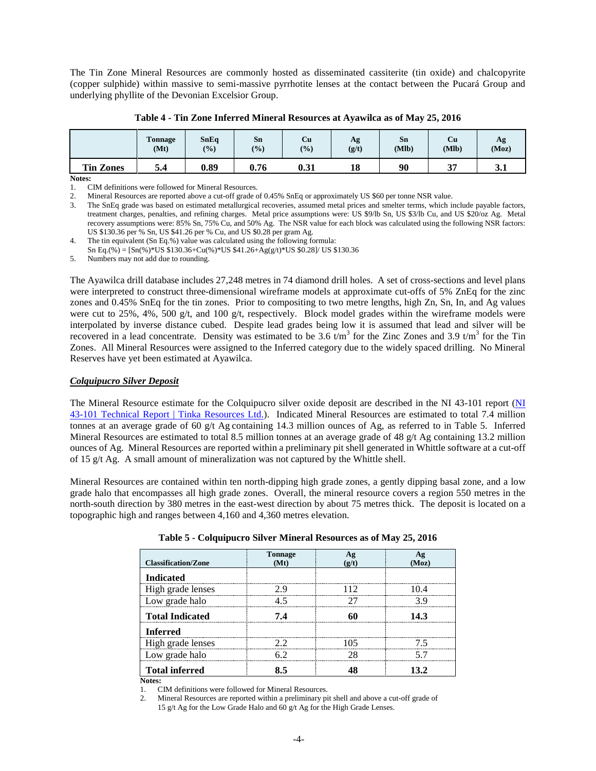The Tin Zone Mineral Resources are commonly hosted as disseminated cassiterite (tin oxide) and chalcopyrite (copper sulphide) within massive to semi-massive pyrrhotite lenses at the contact between the Pucará Group and underlying phyllite of the Devonian Excelsior Group.

**Table 4 - Tin Zone Inferred Mineral Resources at Ayawilca as of May 25, 2016**

| | Tonnage (Mt) | SnEq (%) | Sn (%) | Cu (%) | Ag (g/t) | Sn (Mlb) | Cu (Mlb) | Ag (Moz) |
|---|---|---|---|---|---|---|---|---|
| **Tin Zones** | **5.4** | **0.89** | **0.76** | **0.31** | **18** | **90** | **37** | **3.1** |

**Notes:**

1. CIM definitions were followed for Mineral Resources.
2. Mineral Resources are reported above a cut-off grade of 0.45% SnEq or approximately US $60 per tonne NSR value.
3. The SnEq grade was based on estimated metallurgical recoveries, assumed metal prices and smelter terms, which include payable factors, treatment charges, penalties, and refining charges. Metal price assumptions were: US $9/lb Sn, US $3/lb Cu, and US $20/oz Ag. Metal recovery assumptions were: 85% Sn, 75% Cu, and 50% Ag. The NSR value for each block was calculated using the following NSR factors: US $130.36 per % Sn, US $41.26 per % Cu, and US $0.28 per gram Ag.
4. The tin equivalent (Sn Eq.%) value was calculated using the following formula:
   Sn Eq.(%) = [Sn(%)*US $130.36+Cu(%)*US $41.26+Ag(g/t)*US $0.28]/ US $130.36
5. Numbers may not add due to rounding.

The Ayawilca drill database includes 27,248 metres in 74 diamond drill holes. A set of cross-sections and level plans were interpreted to construct three-dimensional wireframe models at approximate cut-offs of 5% ZnEq for the zinc zones and 0.45% SnEq for the tin zones. Prior to compositing to two metre lengths, high Zn, Sn, In, and Ag values were cut to 25%, 4%, 500 g/t, and 100 g/t, respectively. Block model grades within the wireframe models were interpolated by inverse distance cubed. Despite lead grades being low it is assumed that lead and silver will be recovered in a lead concentrate. Density was estimated to be 3.6 $t/m^3$ for the Zinc Zones and 3.9 $t/m^3$ for the Tin Zones. All Mineral Resources were assigned to the Inferred category due to the widely spaced drilling. No Mineral Reserves have yet been estimated at Ayawilca.

### ***Colquipucro Silver Deposit***

The Mineral Resource estimate for the Colquipucro silver oxide deposit are described in the NI 43-101 report (NI 43-101 Technical Report | Tinka Resources Ltd.). Indicated Mineral Resources are estimated to total 7.4 million tonnes at an average grade of 60 g/t Ag containing 14.3 million ounces of Ag, as referred to in Table 5. Inferred Mineral Resources are estimated to total 8.5 million tonnes at an average grade of 48 g/t Ag containing 13.2 million ounces of Ag. Mineral Resources are reported within a preliminary pit shell generated in Whittle software at a cut-off of 15 g/t Ag. A small amount of mineralization was not captured by the Whittle shell.

Mineral Resources are contained within ten north-dipping high grade zones, a gently dipping basal zone, and a low grade halo that encompasses all high grade zones. Overall, the mineral resource covers a region 550 metres in the north-south direction by 380 metres in the east-west direction by about 75 metres thick. The deposit is located on a topographic high and ranges between 4,160 and 4,360 metres elevation.

**Table 5 - Colquipucro Silver Mineral Resources as of May 25, 2016**

| Classification/Zone | Tonnage (Mt) | Ag (g/t) | Ag (Moz) |
|---|---|---|---|
| **Indicated** | | | |
| High grade lenses | 2.9 | 112 | 10.4 |
| Low grade halo | 4.5 | 27 | 3.9 |
| **Total Indicated** | **7.4** | **60** | **14.3** |
| **Inferred** | | | |
| High grade lenses | 2.2 | 105 | 7.5 |
| Low grade halo | 6.2 | 28 | 5.7 |
| **Total inferred** | **8.5** | **48** | **13.2** |

**Notes:**

1. CIM definitions were followed for Mineral Resources.
2. Mineral Resources are reported within a preliminary pit shell and above a cut-off grade of 15 g/t Ag for the Low Grade Halo and 60 g/t Ag for the High Grade Lenses.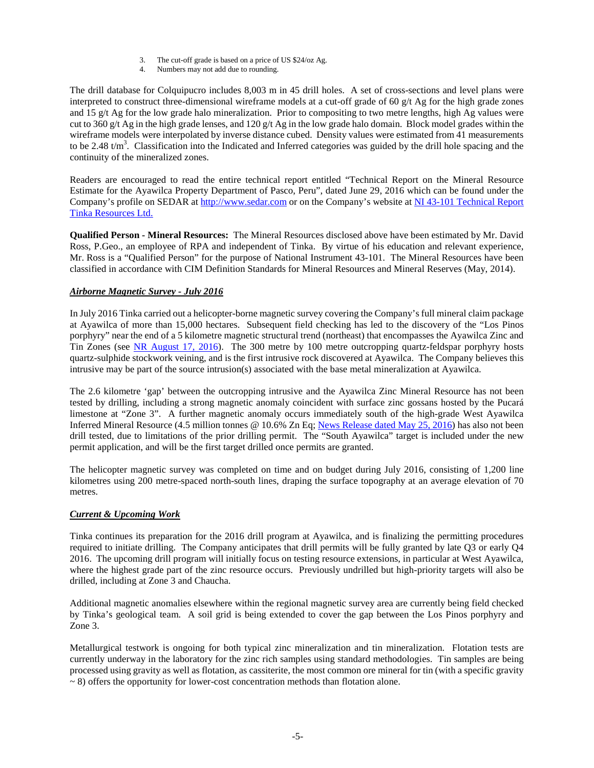3. The cut-off grade is based on a price of US $24/oz Ag.
4. Numbers may not add due to rounding.

The drill database for Colquipucro includes 8,003 m in 45 drill holes. A set of cross-sections and level plans were interpreted to construct three-dimensional wireframe models at a cut-off grade of 60 g/t Ag for the high grade zones and 15 g/t Ag for the low grade halo mineralization. Prior to compositing to two metre lengths, high Ag values were cut to 360 g/t Ag in the high grade lenses, and 120 g/t Ag in the low grade halo domain. Block model grades within the wireframe models were interpolated by inverse distance cubed. Density values were estimated from 41 measurements to be 2.48 t/m$^3$. Classification into the Indicated and Inferred categories was guided by the drill hole spacing and the continuity of the mineralized zones.

Readers are encouraged to read the entire technical report entitled "Technical Report on the Mineral Resource Estimate for the Ayawilca Property Department of Pasco, Peru", dated June 29, 2016 which can be found under the Company's profile on SEDAR at http://www.sedar.com or on the Company's website at NI 43-101 Technical Report Tinka Resources Ltd.

**Qualified Person - Mineral Resources:** The Mineral Resources disclosed above have been estimated by Mr. David Ross, P.Geo., an employee of RPA and independent of Tinka. By virtue of his education and relevant experience, Mr. Ross is a "Qualified Person" for the purpose of National Instrument 43-101. The Mineral Resources have been classified in accordance with CIM Definition Standards for Mineral Resources and Mineral Reserves (May, 2014).

***Airborne Magnetic Survey - July 2016***

In July 2016 Tinka carried out a helicopter-borne magnetic survey covering the Company's full mineral claim package at Ayawilca of more than 15,000 hectares. Subsequent field checking has led to the discovery of the "Los Pinos porphyry" near the end of a 5 kilometre magnetic structural trend (northeast) that encompasses the Ayawilca Zinc and Tin Zones (see NR August 17, 2016). The 300 metre by 100 metre outcropping quartz-feldspar porphyry hosts quartz-sulphide stockwork veining, and is the first intrusive rock discovered at Ayawilca. The Company believes this intrusive may be part of the source intrusion(s) associated with the base metal mineralization at Ayawilca.

The 2.6 kilometre 'gap' between the outcropping intrusive and the Ayawilca Zinc Mineral Resource has not been tested by drilling, including a strong magnetic anomaly coincident with surface zinc gossans hosted by the Pucará limestone at "Zone 3". A further magnetic anomaly occurs immediately south of the high-grade West Ayawilca Inferred Mineral Resource (4.5 million tonnes @ 10.6% Zn Eq; News Release dated May 25, 2016) has also not been drill tested, due to limitations of the prior drilling permit. The "South Ayawilca" target is included under the new permit application, and will be the first target drilled once permits are granted.

The helicopter magnetic survey was completed on time and on budget during July 2016, consisting of 1,200 line kilometres using 200 metre-spaced north-south lines, draping the surface topography at an average elevation of 70 metres.

***Current & Upcoming Work***

Tinka continues its preparation for the 2016 drill program at Ayawilca, and is finalizing the permitting procedures required to initiate drilling. The Company anticipates that drill permits will be fully granted by late Q3 or early Q4 2016. The upcoming drill program will initially focus on testing resource extensions, in particular at West Ayawilca, where the highest grade part of the zinc resource occurs. Previously undrilled but high-priority targets will also be drilled, including at Zone 3 and Chaucha.

Additional magnetic anomalies elsewhere within the regional magnetic survey area are currently being field checked by Tinka's geological team. A soil grid is being extended to cover the gap between the Los Pinos porphyry and Zone 3.

Metallurgical testwork is ongoing for both typical zinc mineralization and tin mineralization. Flotation tests are currently underway in the laboratory for the zinc rich samples using standard methodologies. Tin samples are being processed using gravity as well as flotation, as cassiterite, the most common ore mineral for tin (with a specific gravity ~ 8) offers the opportunity for lower-cost concentration methods than flotation alone.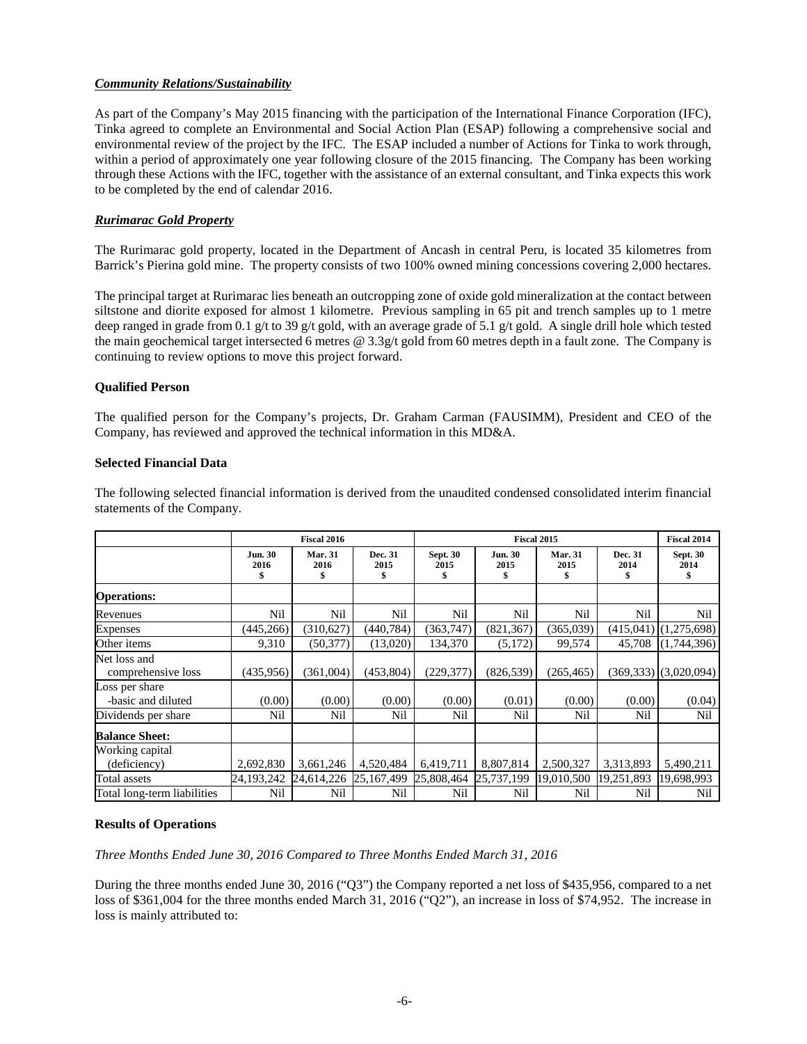### *Community Relations/Sustainability*

As part of the Company's May 2015 financing with the participation of the International Finance Corporation (IFC), Tinka agreed to complete an Environmental and Social Action Plan (ESAP) following a comprehensive social and environmental review of the project by the IFC. The ESAP included a number of Actions for Tinka to work through, within a period of approximately one year following closure of the 2015 financing. The Company has been working through these Actions with the IFC, together with the assistance of an external consultant, and Tinka expects this work to be completed by the end of calendar 2016.

### *Rurimarac Gold Property*

The Rurimarac gold property, located in the Department of Ancash in central Peru, is located 35 kilometres from Barrick's Pierina gold mine. The property consists of two 100% owned mining concessions covering 2,000 hectares.

The principal target at Rurimarac lies beneath an outcropping zone of oxide gold mineralization at the contact between siltstone and diorite exposed for almost 1 kilometre. Previous sampling in 65 pit and trench samples up to 1 metre deep ranged in grade from 0.1 g/t to 39 g/t gold, with an average grade of 5.1 g/t gold. A single drill hole which tested the main geochemical target intersected 6 metres @ 3.3g/t gold from 60 metres depth in a fault zone. The Company is continuing to review options to move this project forward.

### Qualified Person

The qualified person for the Company's projects, Dr. Graham Carman (FAUSIMM), President and CEO of the Company, has reviewed and approved the technical information in this MD&A.

### Selected Financial Data

The following selected financial information is derived from the unaudited condensed consolidated interim financial statements of the Company.

| | Fiscal 2016 | | | Fiscal 2015 | | | | Fiscal 2014 |
|---|---|---|---|---|---|---|---|---|
| | Jun. 30 2016 $ | Mar. 31 2016 $ | Dec. 31 2015 $ | Sept. 30 2015 $ | Jun. 30 2015 $ | Mar. 31 2015 $ | Dec. 31 2014 $ | Sept. 30 2014 $ |
| **Operations:** | | | | | | | | |
| Revenues | Nil | Nil | Nil | Nil | Nil | Nil | Nil | Nil |
| Expenses | (445,266) | (310,627) | (440,784) | (363,747) | (821,367) | (365,039) | (415,041) | (1,275,698) |
| Other items | 9,310 | (50,377) | (13,020) | 134,370 | (5,172) | 99,574 | 45,708 | (1,744,396) |
| Net loss and comprehensive loss | (435,956) | (361,004) | (453,804) | (229,377) | (826,539) | (265,465) | (369,333) | (3,020,094) |
| Loss per share -basic and diluted | (0.00) | (0.00) | (0.00) | (0.00) | (0.01) | (0.00) | (0.00) | (0.04) |
| Dividends per share | Nil | Nil | Nil | Nil | Nil | Nil | Nil | Nil |
| **Balance Sheet:** | | | | | | | | |
| Working capital (deficiency) | 2,692,830 | 3,661,246 | 4,520,484 | 6,419,711 | 8,807,814 | 2,500,327 | 3,313,893 | 5,490,211 |
| Total assets | 24,193,242 | 24,614,226 | 25,167,499 | 25,808,464 | 25,737,199 | 19,010,500 | 19,251,893 | 19,698,993 |
| Total long-term liabilities | Nil | Nil | Nil | Nil | Nil | Nil | Nil | Nil |

### Results of Operations

*Three Months Ended June 30, 2016 Compared to Three Months Ended March 31, 2016*

During the three months ended June 30, 2016 ("Q3") the Company reported a net loss of $435,956, compared to a net loss of $361,004 for the three months ended March 31, 2016 ("Q2"), an increase in loss of $74,952. The increase in loss is mainly attributed to: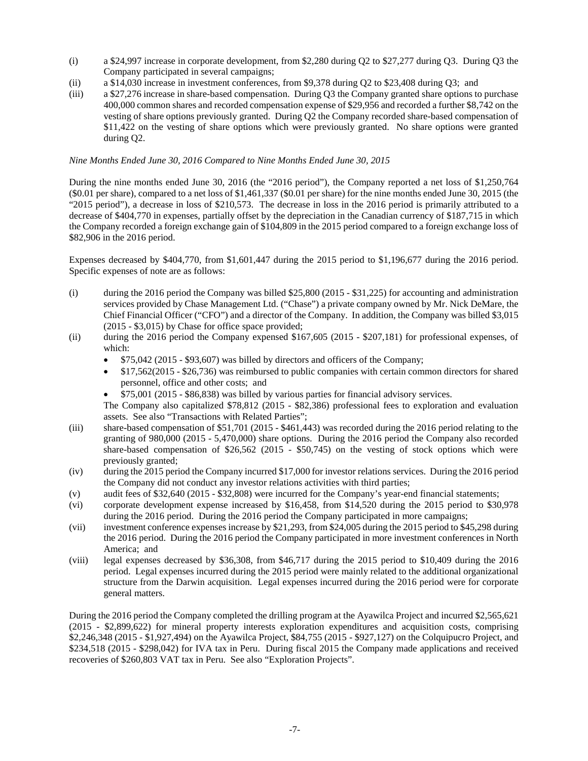(i) a $24,997 increase in corporate development, from $2,280 during Q2 to $27,277 during Q3. During Q3 the Company participated in several campaigns;

(ii) a $14,030 increase in investment conferences, from $9,378 during Q2 to $23,408 during Q3; and

(iii) a $27,276 increase in share-based compensation. During Q3 the Company granted share options to purchase 400,000 common shares and recorded compensation expense of $29,956 and recorded a further $8,742 on the vesting of share options previously granted. During Q2 the Company recorded share-based compensation of $11,422 on the vesting of share options which were previously granted. No share options were granted during Q2.

*Nine Months Ended June 30, 2016 Compared to Nine Months Ended June 30, 2015*

During the nine months ended June 30, 2016 (the "2016 period"), the Company reported a net loss of $1,250,764 ($0.01 per share), compared to a net loss of $1,461,337 ($0.01 per share) for the nine months ended June 30, 2015 (the "2015 period"), a decrease in loss of $210,573. The decrease in loss in the 2016 period is primarily attributed to a decrease of $404,770 in expenses, partially offset by the depreciation in the Canadian currency of $187,715 in which the Company recorded a foreign exchange gain of $104,809 in the 2015 period compared to a foreign exchange loss of $82,906 in the 2016 period.

Expenses decreased by $404,770, from $1,601,447 during the 2015 period to $1,196,677 during the 2016 period. Specific expenses of note are as follows:

(i) during the 2016 period the Company was billed $25,800 (2015 - $31,225) for accounting and administration services provided by Chase Management Ltd. ("Chase") a private company owned by Mr. Nick DeMare, the Chief Financial Officer ("CFO") and a director of the Company. In addition, the Company was billed $3,015 (2015 - $3,015) by Chase for office space provided;

(ii) during the 2016 period the Company expensed $167,605 (2015 - $207,181) for professional expenses, of which:
   - $75,042 (2015 - $93,607) was billed by directors and officers of the Company;
   - $17,562(2015 - $26,736) was reimbursed to public companies with certain common directors for shared personnel, office and other costs; and
   - $75,001 (2015 - $86,838) was billed by various parties for financial advisory services.

   The Company also capitalized $78,812 (2015 - $82,386) professional fees to exploration and evaluation assets. See also "Transactions with Related Parties";

(iii) share-based compensation of $51,701 (2015 - $461,443) was recorded during the 2016 period relating to the granting of 980,000 (2015 - 5,470,000) share options. During the 2016 period the Company also recorded share-based compensation of $26,562 (2015 - $50,745) on the vesting of stock options which were previously granted;

(iv) during the 2015 period the Company incurred $17,000 for investor relations services. During the 2016 period the Company did not conduct any investor relations activities with third parties;

(v) audit fees of $32,640 (2015 - $32,808) were incurred for the Company's year-end financial statements;

(vi) corporate development expense increased by $16,458, from $14,520 during the 2015 period to $30,978 during the 2016 period. During the 2016 period the Company participated in more campaigns;

(vii) investment conference expenses increase by $21,293, from $24,005 during the 2015 period to $45,298 during the 2016 period. During the 2016 period the Company participated in more investment conferences in North America; and

(viii) legal expenses decreased by $36,308, from $46,717 during the 2015 period to $10,409 during the 2016 period. Legal expenses incurred during the 2015 period were mainly related to the additional organizational structure from the Darwin acquisition. Legal expenses incurred during the 2016 period were for corporate general matters.

During the 2016 period the Company completed the drilling program at the Ayawilca Project and incurred $2,565,621 (2015 - $2,899,622) for mineral property interests exploration expenditures and acquisition costs, comprising $2,246,348 (2015 - $1,927,494) on the Ayawilca Project, $84,755 (2015 - $927,127) on the Colquipucro Project, and $234,518 (2015 - $298,042) for IVA tax in Peru. During fiscal 2015 the Company made applications and received recoveries of $260,803 VAT tax in Peru. See also "Exploration Projects".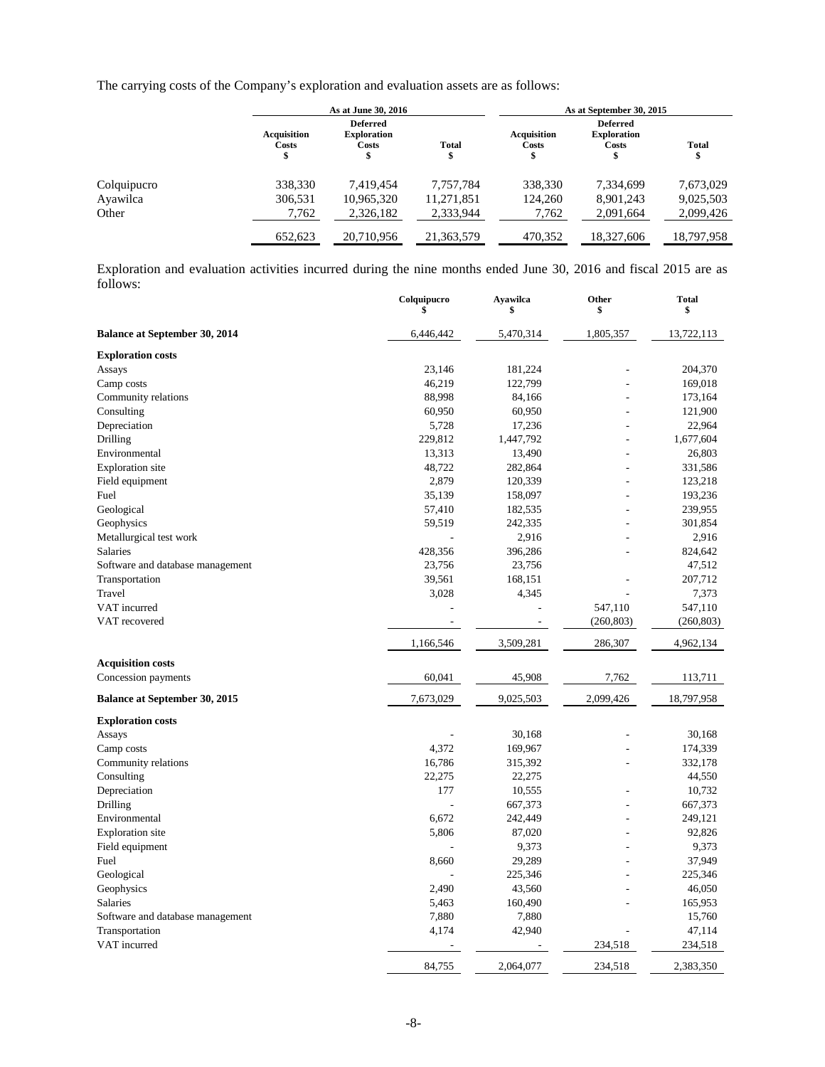The carrying costs of the Company's exploration and evaluation assets are as follows:

| | As at June 30, 2016 | | | As at September 30, 2015 | | |
|---|---|---|---|---|---|---|
| | Acquisition Costs $ | Deferred Exploration Costs $ | Total $ | Acquisition Costs $ | Deferred Exploration Costs $ | Total $ |
| Colquipucro | 338,330 | 7,419,454 | 7,757,784 | 338,330 | 7,334,699 | 7,673,029 |
| Ayawilca | 306,531 | 10,965,320 | 11,271,851 | 124,260 | 8,901,243 | 9,025,503 |
| Other | 7,762 | 2,326,182 | 2,333,944 | 7,762 | 2,091,664 | 2,099,426 |
| | 652,623 | 20,710,956 | 21,363,579 | 470,352 | 18,327,606 | 18,797,958 |

Exploration and evaluation activities incurred during the nine months ended June 30, 2016 and fiscal 2015 are as follows:

| | Colquipucro $ | Ayawilca $ | Other $ | Total $ |
|---|---|---|---|---|
| **Balance at September 30, 2014** | 6,446,442 | 5,470,314 | 1,805,357 | 13,722,113 |
| **Exploration costs** | | | | |
| Assays | 23,146 | 181,224 | - | 204,370 |
| Camp costs | 46,219 | 122,799 | - | 169,018 |
| Community relations | 88,998 | 84,166 | - | 173,164 |
| Consulting | 60,950 | 60,950 | - | 121,900 |
| Depreciation | 5,728 | 17,236 | - | 22,964 |
| Drilling | 229,812 | 1,447,792 | - | 1,677,604 |
| Environmental | 13,313 | 13,490 | - | 26,803 |
| Exploration site | 48,722 | 282,864 | - | 331,586 |
| Field equipment | 2,879 | 120,339 | - | 123,218 |
| Fuel | 35,139 | 158,097 | - | 193,236 |
| Geological | 57,410 | 182,535 | - | 239,955 |
| Geophysics | 59,519 | 242,335 | - | 301,854 |
| Metallurgical test work | - | 2,916 | - | 2,916 |
| Salaries | 428,356 | 396,286 | - | 824,642 |
| Software and database management | 23,756 | 23,756 | | 47,512 |
| Transportation | 39,561 | 168,151 | - | 207,712 |
| Travel | 3,028 | 4,345 | - | 7,373 |
| VAT incurred | - | - | 547,110 | 547,110 |
| VAT recovered | - | - | (260,803) | (260,803) |
| | 1,166,546 | 3,509,281 | 286,307 | 4,962,134 |
| **Acquisition costs** | | | | |
| Concession payments | 60,041 | 45,908 | 7,762 | 113,711 |
| **Balance at September 30, 2015** | 7,673,029 | 9,025,503 | 2,099,426 | 18,797,958 |
| **Exploration costs** | | | | |
| Assays | - | 30,168 | - | 30,168 |
| Camp costs | 4,372 | 169,967 | - | 174,339 |
| Community relations | 16,786 | 315,392 | - | 332,178 |
| Consulting | 22,275 | 22,275 | | 44,550 |
| Depreciation | 177 | 10,555 | - | 10,732 |
| Drilling | - | 667,373 | - | 667,373 |
| Environmental | 6,672 | 242,449 | - | 249,121 |
| Exploration site | 5,806 | 87,020 | - | 92,826 |
| Field equipment | - | 9,373 | - | 9,373 |
| Fuel | 8,660 | 29,289 | - | 37,949 |
| Geological | - | 225,346 | - | 225,346 |
| Geophysics | 2,490 | 43,560 | - | 46,050 |
| Salaries | 5,463 | 160,490 | - | 165,953 |
| Software and database management | 7,880 | 7,880 | | 15,760 |
| Transportation | 4,174 | 42,940 | - | 47,114 |
| VAT incurred | - | - | 234,518 | 234,518 |
| | 84,755 | 2,064,077 | 234,518 | 2,383,350 |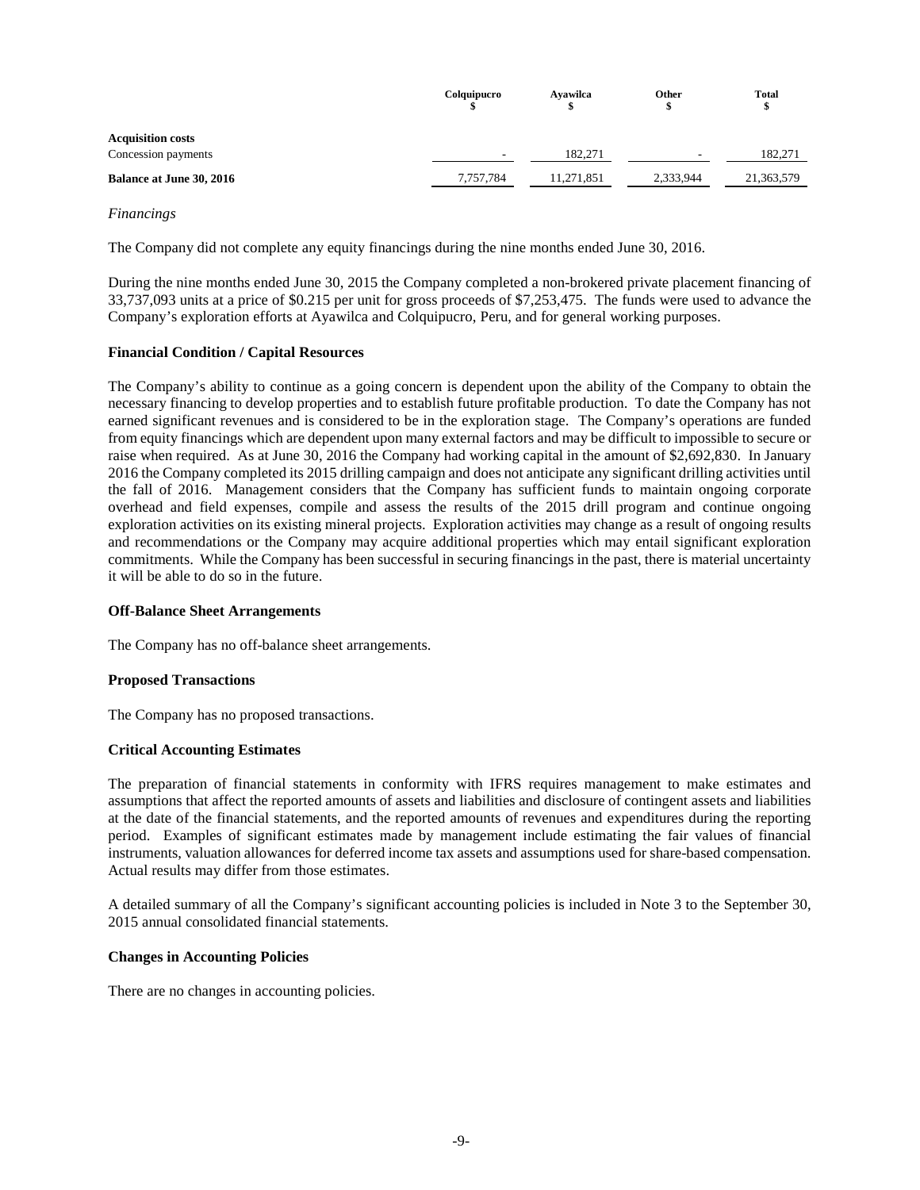| | Colquipucro<br>$ | Ayawilca<br>$ | Other<br>$ | Total<br>$ |
|---|---|---|---|---|
| **Acquisition costs** | | | | |
| Concession payments | - | 182,271 | - | 182,271 |
| **Balance at June 30, 2016** | 7,757,784 | 11,271,851 | 2,333,944 | 21,363,579 |

*Financings*

The Company did not complete any equity financings during the nine months ended June 30, 2016.

During the nine months ended June 30, 2015 the Company completed a non-brokered private placement financing of 33,737,093 units at a price of $0.215 per unit for gross proceeds of $7,253,475. The funds were used to advance the Company's exploration efforts at Ayawilca and Colquipucro, Peru, and for general working purposes.

**Financial Condition / Capital Resources**

The Company's ability to continue as a going concern is dependent upon the ability of the Company to obtain the necessary financing to develop properties and to establish future profitable production. To date the Company has not earned significant revenues and is considered to be in the exploration stage. The Company's operations are funded from equity financings which are dependent upon many external factors and may be difficult to impossible to secure or raise when required. As at June 30, 2016 the Company had working capital in the amount of $2,692,830. In January 2016 the Company completed its 2015 drilling campaign and does not anticipate any significant drilling activities until the fall of 2016. Management considers that the Company has sufficient funds to maintain ongoing corporate overhead and field expenses, compile and assess the results of the 2015 drill program and continue ongoing exploration activities on its existing mineral projects. Exploration activities may change as a result of ongoing results and recommendations or the Company may acquire additional properties which may entail significant exploration commitments. While the Company has been successful in securing financings in the past, there is material uncertainty it will be able to do so in the future.

**Off-Balance Sheet Arrangements**

The Company has no off-balance sheet arrangements.

**Proposed Transactions**

The Company has no proposed transactions.

**Critical Accounting Estimates**

The preparation of financial statements in conformity with IFRS requires management to make estimates and assumptions that affect the reported amounts of assets and liabilities and disclosure of contingent assets and liabilities at the date of the financial statements, and the reported amounts of revenues and expenditures during the reporting period. Examples of significant estimates made by management include estimating the fair values of financial instruments, valuation allowances for deferred income tax assets and assumptions used for share-based compensation. Actual results may differ from those estimates.

A detailed summary of all the Company's significant accounting policies is included in Note 3 to the September 30, 2015 annual consolidated financial statements.

**Changes in Accounting Policies**

There are no changes in accounting policies.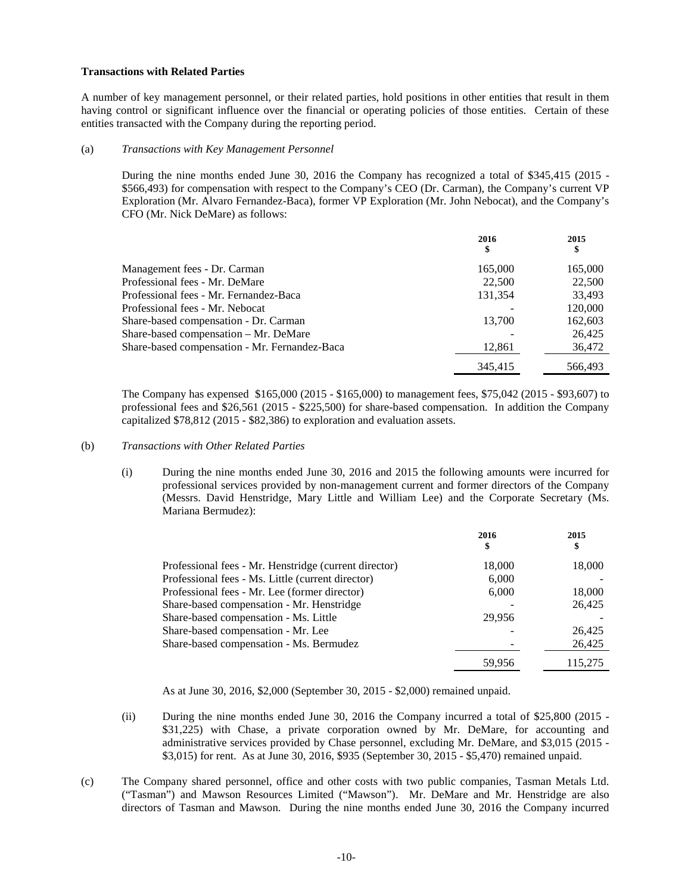**Transactions with Related Parties**

A number of key management personnel, or their related parties, hold positions in other entities that result in them having control or significant influence over the financial or operating policies of those entities. Certain of these entities transacted with the Company during the reporting period.

(a) *Transactions with Key Management Personnel*

During the nine months ended June 30, 2016 the Company has recognized a total of $345,415 (2015 - $566,493) for compensation with respect to the Company's CEO (Dr. Carman), the Company's current VP Exploration (Mr. Alvaro Fernandez-Baca), former VP Exploration (Mr. John Nebocat), and the Company's CFO (Mr. Nick DeMare) as follows:

| | 2016<br>$ | 2015<br>$ |
|---|---|---|
| Management fees - Dr. Carman | 165,000 | 165,000 |
| Professional fees - Mr. DeMare | 22,500 | 22,500 |
| Professional fees - Mr. Fernandez-Baca | 131,354 | 33,493 |
| Professional fees - Mr. Nebocat | - | 120,000 |
| Share-based compensation - Dr. Carman | 13,700 | 162,603 |
| Share-based compensation – Mr. DeMare | - | 26,425 |
| Share-based compensation - Mr. Fernandez-Baca | 12,861 | 36,472 |
| | 345,415 | 566,493 |

The Company has expensed $165,000 (2015 - $165,000) to management fees, $75,042 (2015 - $93,607) to professional fees and $26,561 (2015 - $225,500) for share-based compensation. In addition the Company capitalized $78,812 (2015 - $82,386) to exploration and evaluation assets.

(b) *Transactions with Other Related Parties*

(i) During the nine months ended June 30, 2016 and 2015 the following amounts were incurred for professional services provided by non-management current and former directors of the Company (Messrs. David Henstridge, Mary Little and William Lee) and the Corporate Secretary (Ms. Mariana Bermudez):

| | 2016<br>$ | 2015<br>$ |
|---|---|---|
| Professional fees - Mr. Henstridge (current director) | 18,000 | 18,000 |
| Professional fees - Ms. Little (current director) | 6,000 | - |
| Professional fees - Mr. Lee (former director) | 6,000 | 18,000 |
| Share-based compensation - Mr. Henstridge | - | 26,425 |
| Share-based compensation - Ms. Little | 29,956 | - |
| Share-based compensation - Mr. Lee | - | 26,425 |
| Share-based compensation - Ms. Bermudez | - | 26,425 |
| | 59,956 | 115,275 |

As at June 30, 2016, $2,000 (September 30, 2015 - $2,000) remained unpaid.

(ii) During the nine months ended June 30, 2016 the Company incurred a total of $25,800 (2015 - $31,225) with Chase, a private corporation owned by Mr. DeMare, for accounting and administrative services provided by Chase personnel, excluding Mr. DeMare, and $3,015 (2015 - $3,015) for rent. As at June 30, 2016, $935 (September 30, 2015 - $5,470) remained unpaid.

(c) The Company shared personnel, office and other costs with two public companies, Tasman Metals Ltd. ("Tasman") and Mawson Resources Limited ("Mawson"). Mr. DeMare and Mr. Henstridge are also directors of Tasman and Mawson. During the nine months ended June 30, 2016 the Company incurred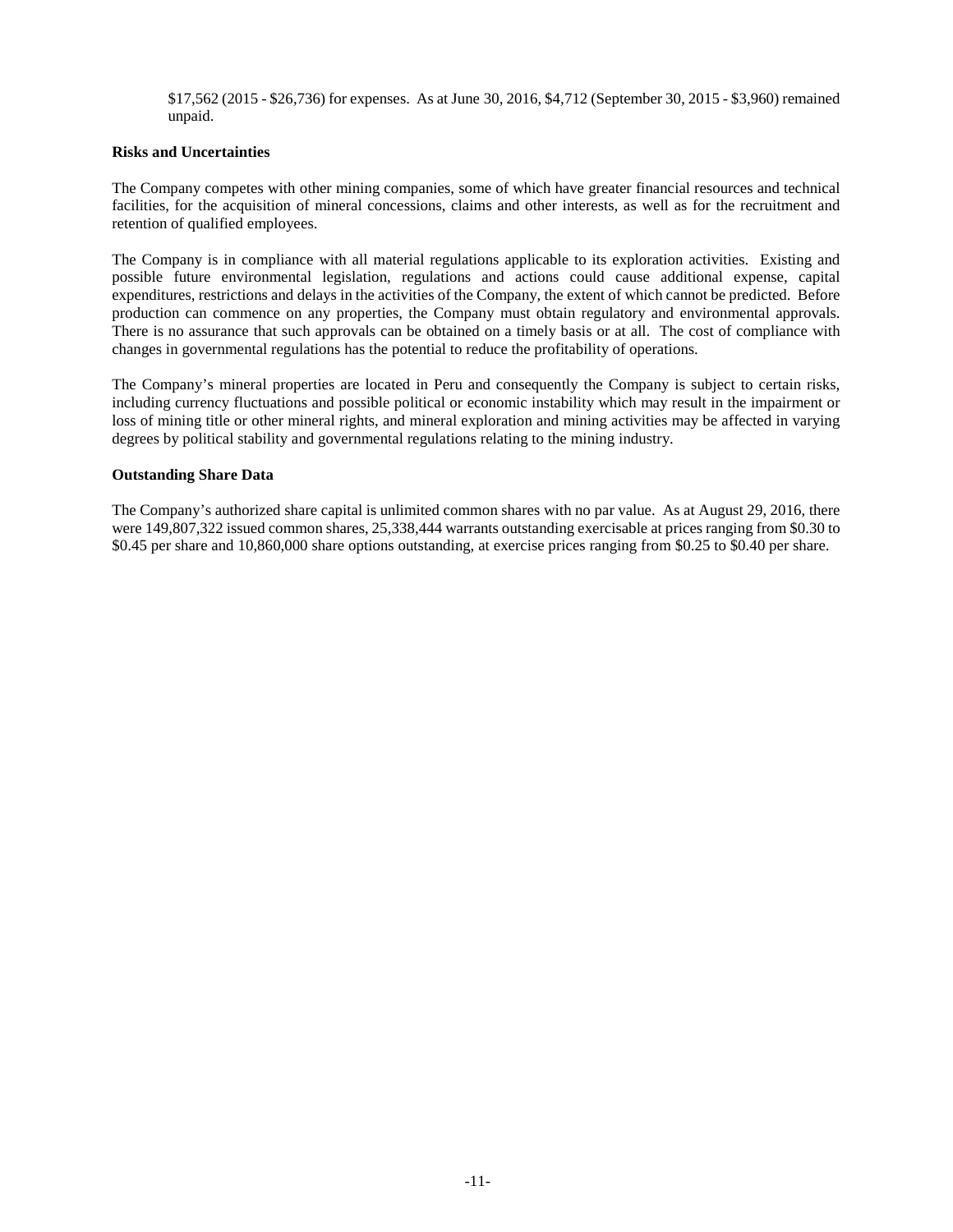$17,562 (2015 - $26,736) for expenses. As at June 30, 2016, $4,712 (September 30, 2015 - $3,960) remained unpaid.

**Risks and Uncertainties**

The Company competes with other mining companies, some of which have greater financial resources and technical facilities, for the acquisition of mineral concessions, claims and other interests, as well as for the recruitment and retention of qualified employees.

The Company is in compliance with all material regulations applicable to its exploration activities. Existing and possible future environmental legislation, regulations and actions could cause additional expense, capital expenditures, restrictions and delays in the activities of the Company, the extent of which cannot be predicted. Before production can commence on any properties, the Company must obtain regulatory and environmental approvals. There is no assurance that such approvals can be obtained on a timely basis or at all. The cost of compliance with changes in governmental regulations has the potential to reduce the profitability of operations.

The Company's mineral properties are located in Peru and consequently the Company is subject to certain risks, including currency fluctuations and possible political or economic instability which may result in the impairment or loss of mining title or other mineral rights, and mineral exploration and mining activities may be affected in varying degrees by political stability and governmental regulations relating to the mining industry.

**Outstanding Share Data**

The Company's authorized share capital is unlimited common shares with no par value. As at August 29, 2016, there were 149,807,322 issued common shares, 25,338,444 warrants outstanding exercisable at prices ranging from $0.30 to $0.45 per share and 10,860,000 share options outstanding, at exercise prices ranging from $0.25 to $0.40 per share.